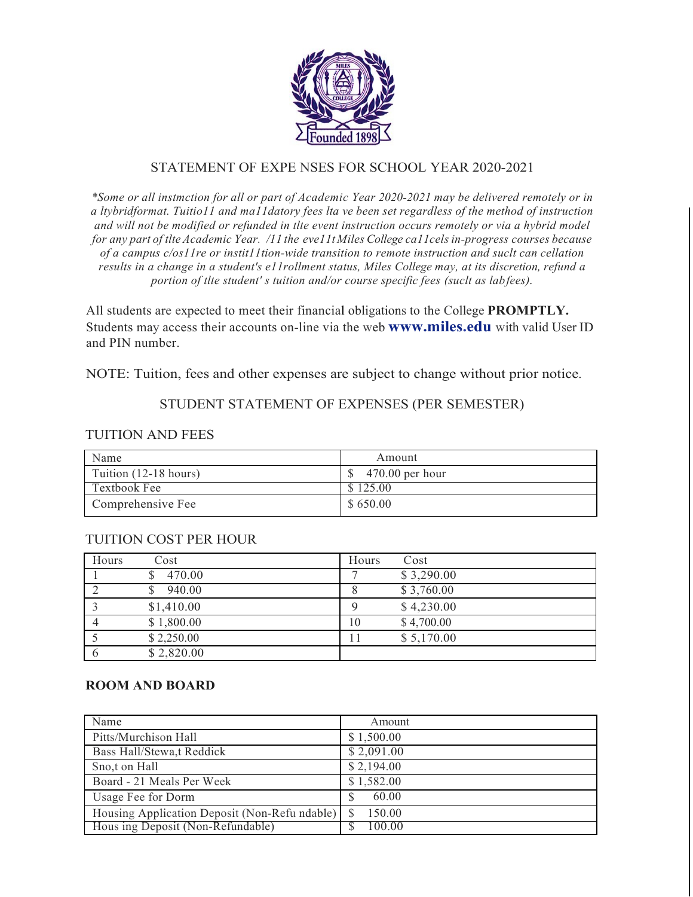## STATEMENT OF EXPE NSES FOR SCHOOL YEAR 2020-2021

*\*Some or all instmction for all or part of Academic Year 2020-2021 may be delivered remotely or in a ltybridformat. Tuitio11 and ma11datory fees lta ve been set regardless of the method of instruction and will not be modified or refunded in tlte event instruction occurs remotely or via a hybrid model for any part of tlte Academic Year. /11 the eve11t Miles College ca11cels in-progress courses because of a campus c/os11re or instit11tion-wide transition to remote instruction and suclt can cellation results in a change in a student's e11rollment status, Miles College may, at its discretion, refund a portion of tlte student' s tuition and/or course specific fees (suclt as labfees).*

All students are expected to meet their financial obligations to the College **PROMPTLY.** Students may access their accounts on-line via the web **www.miles.edu** with valid User ID and PIN number.

NOTE: Tuition, fees and other expenses are subject to change without prior notice.

### STUDENT STATEMENT OF EXPENSES (PER SEMESTER)

#### TUITION AND FEES

| Name | Amount |
|---|---|
| Tuition (12-18 hours) | $ 470.00 per hour |
| Textbook Fee | $ 125.00 |
| Comprehensive Fee | $ 650.00 |

#### TUITION COST PER HOUR

| Hours | Cost | Hours | Cost |
|---|---|---|---|
| 1 | $ 470.00 | 7 | $ 3,290.00 |
| 2 | $ 940.00 | 8 | $ 3,760.00 |
| 3 | $1,410.00 | 9 | $ 4,230.00 |
| 4 | $ 1,800.00 | 10 | $ 4,700.00 |
| 5 | $ 2,250.00 | 11 | $ 5,170.00 |
| 6 | $ 2,820.00 | | |

#### ROOM AND BOARD

| Name | Amount |
|---|---|
| Pitts/Murchison Hall | $ 1,500.00 |
| Bass Hall/Stewa,t Reddick | $ 2,091.00 |
| Sno,t on Hall | $ 2,194.00 |
| Board - 21 Meals Per Week | $ 1,582.00 |
| Usage Fee for Dorm | $ 60.00 |
| Housing Application Deposit (Non-Refu ndable) | $ 150.00 |
| Hous ing Deposit (Non-Refundable) | $ 100.00 |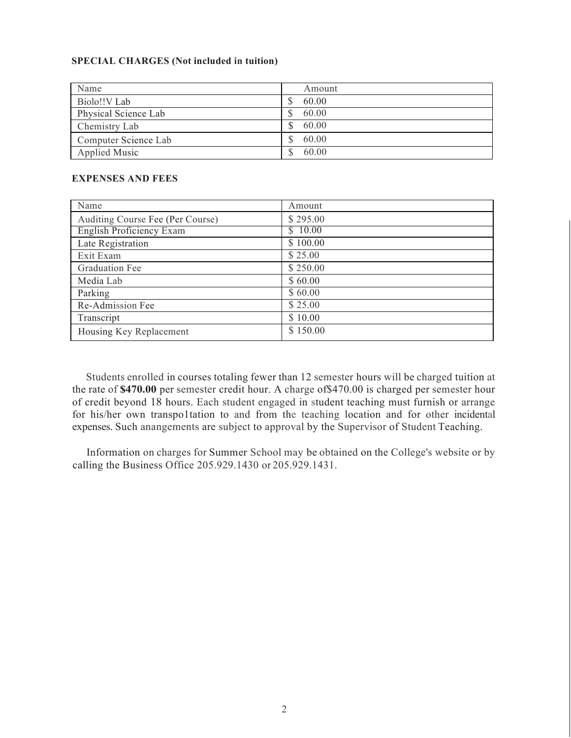**SPECIAL CHARGES (Not included in tuition)**

| Name | Amount |
|---|---|
| Biolo!!V Lab | $ 60.00 |
| Physical Science Lab | $ 60.00 |
| Chemistry Lab | $ 60.00 |
| Computer Science Lab | $ 60.00 |
| Applied Music | $ 60.00 |

**EXPENSES AND FEES**

| Name | Amount |
|---|---|
| Auditing Course Fee (Per Course) | $ 295.00 |
| English Proficiency Exam | $ 10.00 |
| Late Registration | $ 100.00 |
| Exit Exam | $ 25.00 |
| Graduation Fee | $ 250.00 |
| Media Lab | $ 60.00 |
| Parking | $ 60.00 |
| Re-Admission Fee | $ 25.00 |
| Transcript | $ 10.00 |
| Housing Key Replacement | $ 150.00 |

Students enrolled in courses totaling fewer than 12 semester hours will be charged tuition at the rate of **$470.00** per semester credit hour. A charge of$470.00 is charged per semester hour of credit beyond 18 hours. Each student engaged in student teaching must furnish or arrange for his/her own transpo1tation to and from the teaching location and for other incidental expenses. Such anangements are subject to approval by the Supervisor of Student Teaching.

Information on charges for Summer School may be obtained on the College's website or by calling the Business Office 205.929.1430 or 205.929.1431.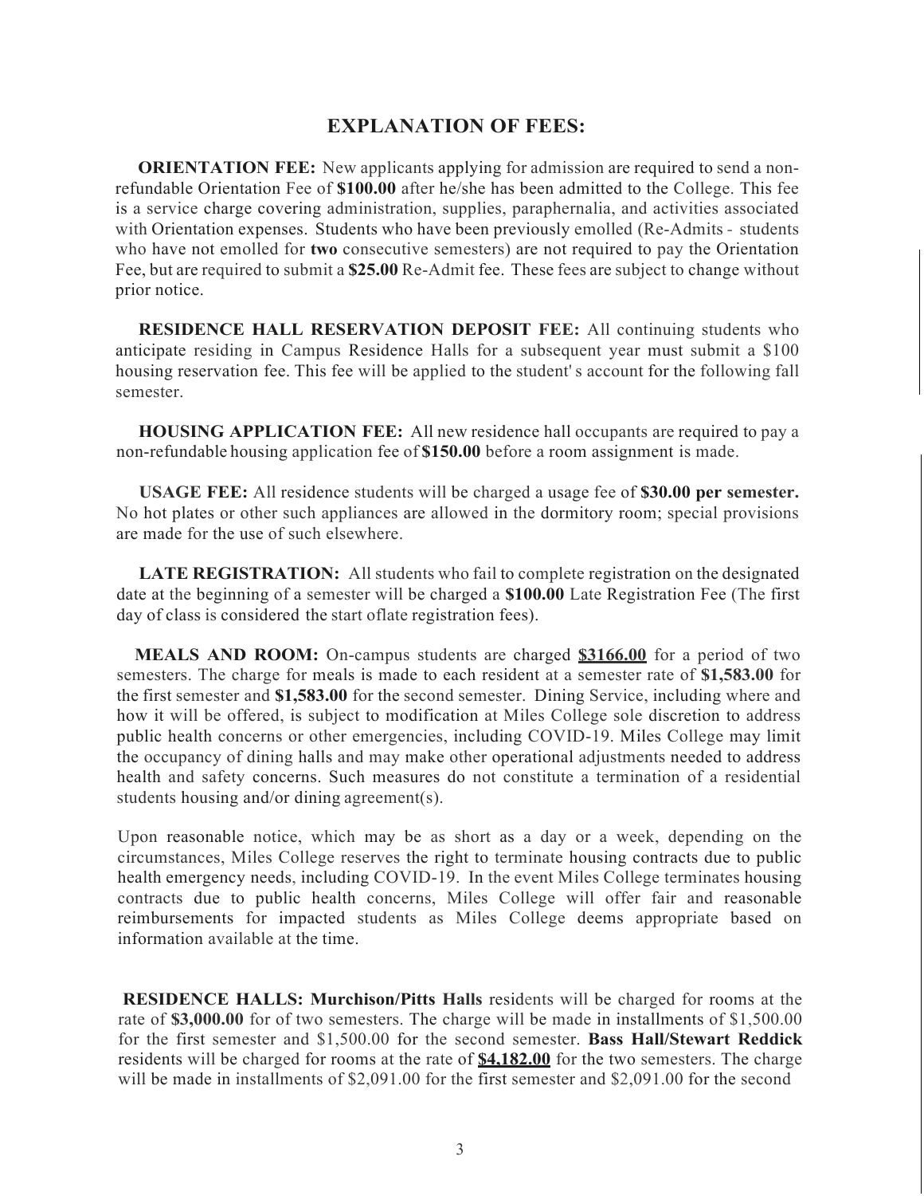## EXPLANATION OF FEES:

**ORIENTATION FEE:** New applicants applying for admission are required to send a non-refundable Orientation Fee of **$100.00** after he/she has been admitted to the College. This fee is a service charge covering administration, supplies, paraphernalia, and activities associated with Orientation expenses. Students who have been previously emolled (Re-Admits - students who have not emolled for **two** consecutive semesters) are not required to pay the Orientation Fee, but are required to submit a **$25.00** Re-Admit fee. These fees are subject to change without prior notice.

**RESIDENCE HALL RESERVATION DEPOSIT FEE:** All continuing students who anticipate residing in Campus Residence Halls for a subsequent year must submit a $100 housing reservation fee. This fee will be applied to the student' s account for the following fall semester.

**HOUSING APPLICATION FEE:** All new residence hall occupants are required to pay a non-refundable housing application fee of **$150.00** before a room assignment is made.

**USAGE FEE:** All residence students will be charged a usage fee of **$30.00 per semester.** No hot plates or other such appliances are allowed in the dormitory room; special provisions are made for the use of such elsewhere.

**LATE REGISTRATION:** All students who fail to complete registration on the designated date at the beginning of a semester will be charged a **$100.00** Late Registration Fee (The first day of class is considered the start oflate registration fees).

**MEALS AND ROOM:** On-campus students are charged **<u>$3166.00</u>** for a period of two semesters. The charge for meals is made to each resident at a semester rate of **$1,583.00** for the first semester and **$1,583.00** for the second semester. Dining Service, including where and how it will be offered, is subject to modification at Miles College sole discretion to address public health concerns or other emergencies, including COVID-19. Miles College may limit the occupancy of dining halls and may make other operational adjustments needed to address health and safety concerns. Such measures do not constitute a termination of a residential students housing and/or dining agreement(s).

Upon reasonable notice, which may be as short as a day or a week, depending on the circumstances, Miles College reserves the right to terminate housing contracts due to public health emergency needs, including COVID-19. In the event Miles College terminates housing contracts due to public health concerns, Miles College will offer fair and reasonable reimbursements for impacted students as Miles College deems appropriate based on information available at the time.

**RESIDENCE HALLS: Murchison/Pitts Halls** residents will be charged for rooms at the rate of **$3,000.00** for of two semesters. The charge will be made in installments of $1,500.00 for the first semester and $1,500.00 for the second semester. **Bass Hall/Stewart Reddick** residents will be charged for rooms at the rate of **<u>$4,182.00</u>** for the two semesters. The charge will be made in installments of $2,091.00 for the first semester and $2,091.00 for the second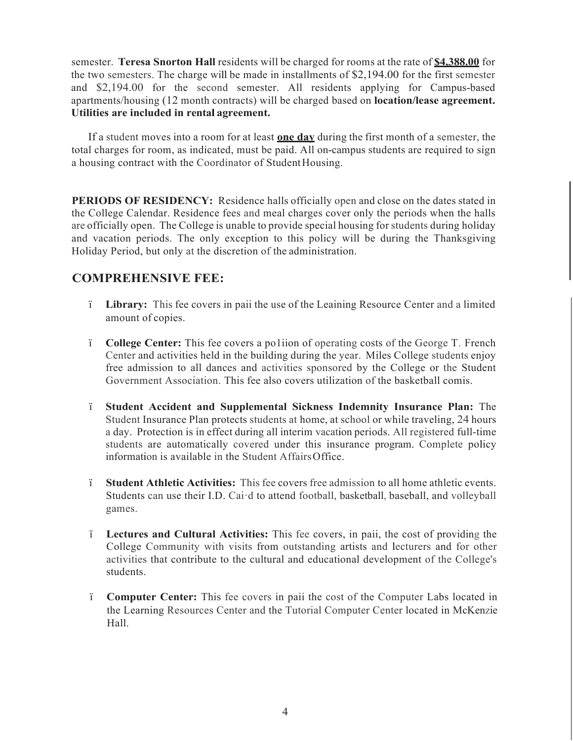semester. **Teresa Snorton Hall** residents will be charged for rooms at the rate of **<u>$4,388.00</u>** for the two semesters. The charge will be made in installments of $2,194.00 for the first semester and $2,194.00 for the second semester. All residents applying for Campus-based apartments/housing (12 month contracts) will be charged based on **location/lease agreement. Utilities are included in rental agreement.**

If a student moves into a room for at least **<u>one day</u>** during the first month of a semester, the total charges for room, as indicated, must be paid. All on-campus students are required to sign a housing contract with the Coordinator of Student Housing.

**PERIODS OF RESIDENCY:** Residence halls officially open and close on the dates stated in the College Calendar. Residence fees and meal charges cover only the periods when the halls are officially open. The College is unable to provide special housing for students during holiday and vacation periods. The only exception to this policy will be during the Thanksgiving Holiday Period, but only at the discretion of the administration.

## COMPREHENSIVE FEE:

- **Library:** This fee covers in paii the use of the Leaining Resource Center and a limited amount of copies.

- **College Center:** This fee covers a po1iion of operating costs of the George T. French Center and activities held in the building during the year. Miles College students enjoy free admission to all dances and activities sponsored by the College or the Student Government Association. This fee also covers utilization of the basketball comis.

- **Student Accident and Supplemental Sickness Indemnity Insurance Plan:** The Student Insurance Plan protects students at home, at school or while traveling, 24 hours a day. Protection is in effect during all interim vacation periods. All registered full-time students are automatically covered under this insurance program. Complete policy information is available in the Student Affairs Office.

- **Student Athletic Activities:** This fee covers free admission to all home athletic events. Students can use their I.D. Cai·d to attend football, basketball, baseball, and volleyball games.

- **Lectures and Cultural Activities:** This fee covers, in paii, the cost of providing the College Community with visits from outstanding artists and lecturers and for other activities that contribute to the cultural and educational development of the College's students.

- **Computer Center:** This fee covers in paii the cost of the Computer Labs located in the Learning Resources Center and the Tutorial Computer Center located in McKenzie Hall.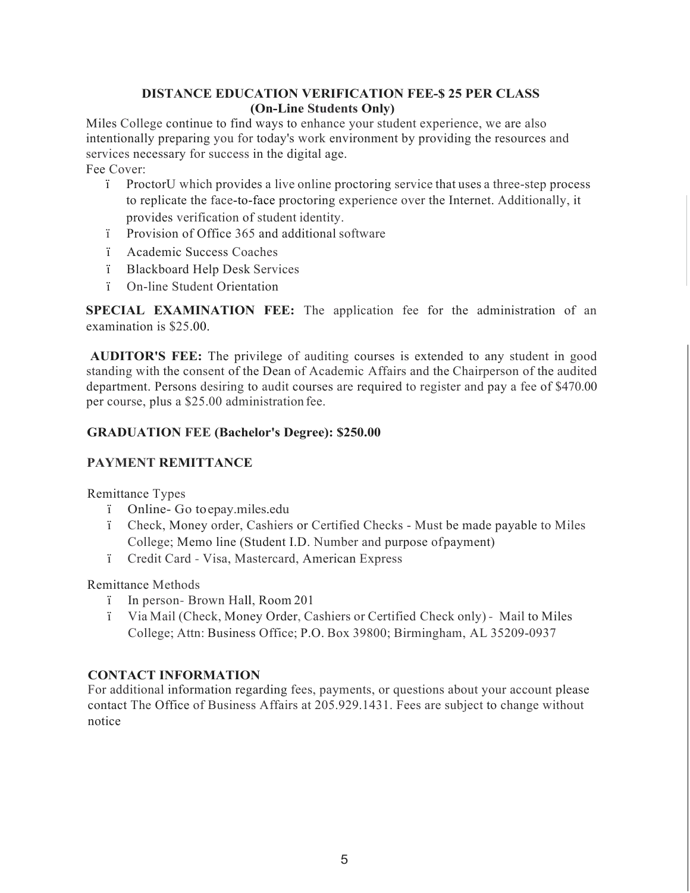## DISTANCE EDUCATION VERIFICATION FEE-$ 25 PER CLASS (On-Line Students Only)

Miles College continue to find ways to enhance your student experience, we are also intentionally preparing you for today's work environment by providing the resources and services necessary for success in the digital age.

Fee Cover:

- ProctorU which provides a live online proctoring service that uses a three-step process to replicate the face-to-face proctoring experience over the Internet. Additionally, it provides verification of student identity.
- Provision of Office 365 and additional software
- Academic Success Coaches
- Blackboard Help Desk Services
- On-line Student Orientation

**SPECIAL EXAMINATION FEE:** The application fee for the administration of an examination is $25.00.

**AUDITOR'S FEE:** The privilege of auditing courses is extended to any student in good standing with the consent of the Dean of Academic Affairs and the Chairperson of the audited department. Persons desiring to audit courses are required to register and pay a fee of $470.00 per course, plus a $25.00 administration fee.

**GRADUATION FEE (Bachelor's Degree): $250.00**

## PAYMENT REMITTANCE

Remittance Types

- Online- Go to epay.miles.edu
- Check, Money order, Cashiers or Certified Checks - Must be made payable to Miles College; Memo line (Student I.D. Number and purpose of payment)
- Credit Card - Visa, Mastercard, American Express

Remittance Methods

- In person- Brown Hall, Room 201
- Via Mail (Check, Money Order, Cashiers or Certified Check only) - Mail to Miles College; Attn: Business Office; P.O. Box 39800; Birmingham, AL 35209-0937

## CONTACT INFORMATION

For additional information regarding fees, payments, or questions about your account please contact The Office of Business Affairs at 205.929.1431. Fees are subject to change without notice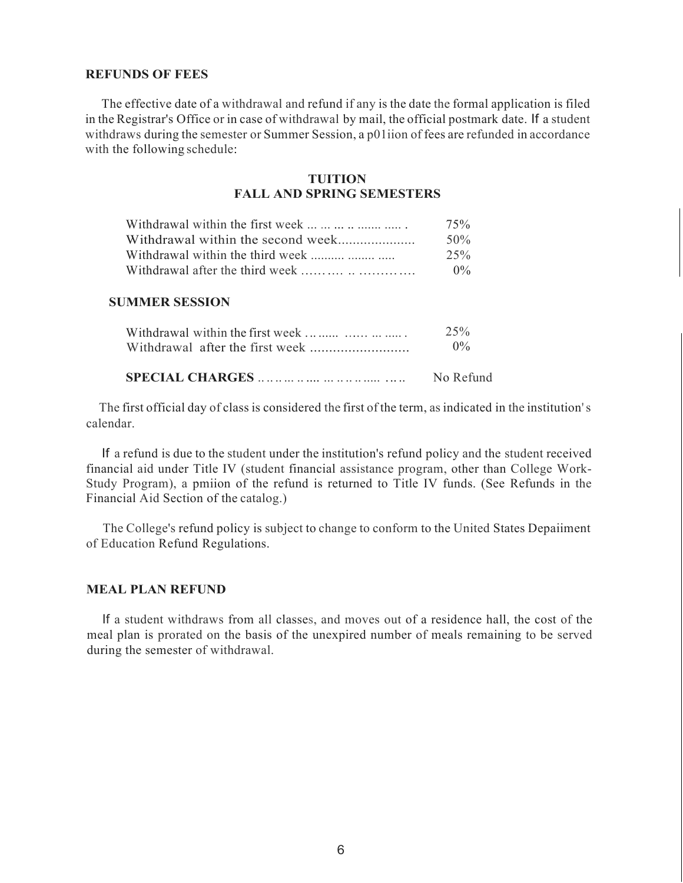## REFUNDS OF FEES

The effective date of a withdrawal and refund if any is the date the formal application is filed in the Registrar's Office or in case of withdrawal by mail, the official postmark date. If a student withdraws during the semester or Summer Session, a p01iion of fees are refunded in accordance with the following schedule:

### TUITION
### FALL AND SPRING SEMESTERS

| | |
|---|---|
| Withdrawal within the first week | 75% |
| Withdrawal within the second week | 50% |
| Withdrawal within the third week | 25% |
| Withdrawal after the third week | 0% |

### SUMMER SESSION

| | |
|---|---|
| Withdrawal within the first week | 25% |
| Withdrawal after the first week | 0% |

| | |
|---|---|
| **SPECIAL CHARGES** | No Refund |

The first official day of class is considered the first of the term, as indicated in the institution's calendar.

If a refund is due to the student under the institution's refund policy and the student received financial aid under Title IV (student financial assistance program, other than College Work-Study Program), a pmiion of the refund is returned to Title IV funds. (See Refunds in the Financial Aid Section of the catalog.)

The College's refund policy is subject to change to conform to the United States Depaiiment of Education Refund Regulations.

## MEAL PLAN REFUND

If a student withdraws from all classes, and moves out of a residence hall, the cost of the meal plan is prorated on the basis of the unexpired number of meals remaining to be served during the semester of withdrawal.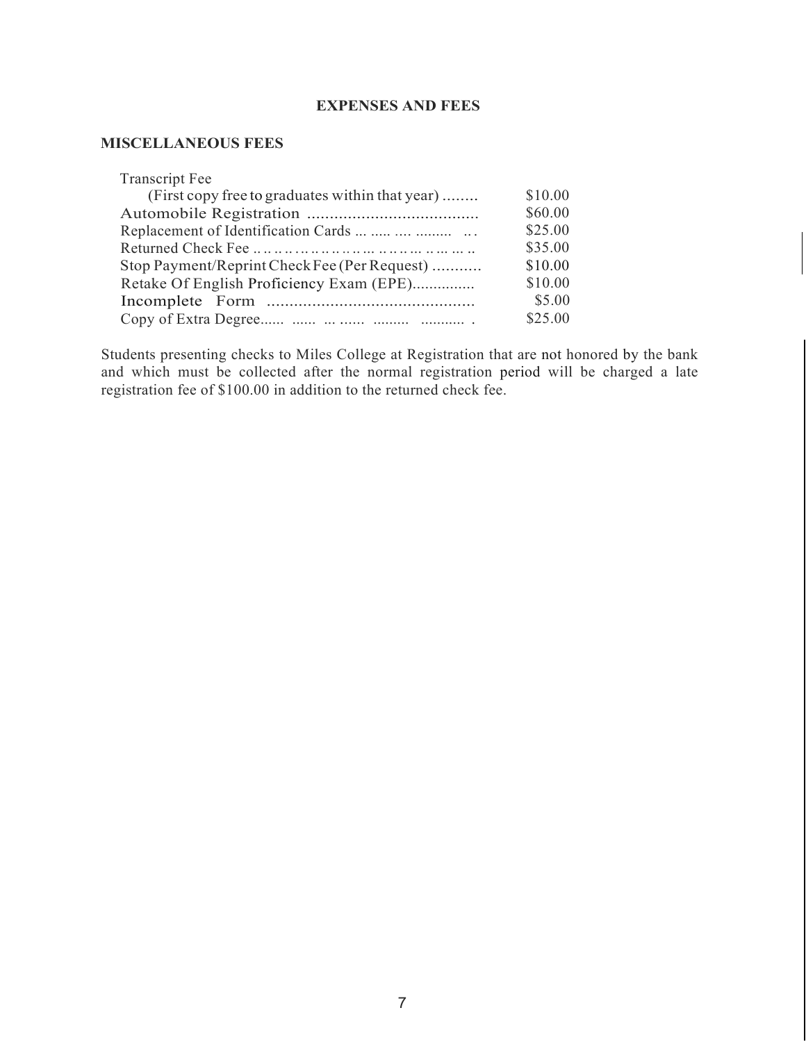## EXPENSES AND FEES

### MISCELLANEOUS FEES

| | |
|---|---|
| Transcript Fee (First copy free to graduates within that year) | $10.00 |
| Automobile Registration | $60.00 |
| Replacement of Identification Cards | $25.00 |
| Returned Check Fee | $35.00 |
| Stop Payment/Reprint Check Fee (Per Request) | $10.00 |
| Retake Of English Proficiency Exam (EPE) | $10.00 |
| Incomplete Form | $5.00 |
| Copy of Extra Degree | $25.00 |

Students presenting checks to Miles College at Registration that are not honored by the bank and which must be collected after the normal registration period will be charged a late registration fee of $100.00 in addition to the returned check fee.